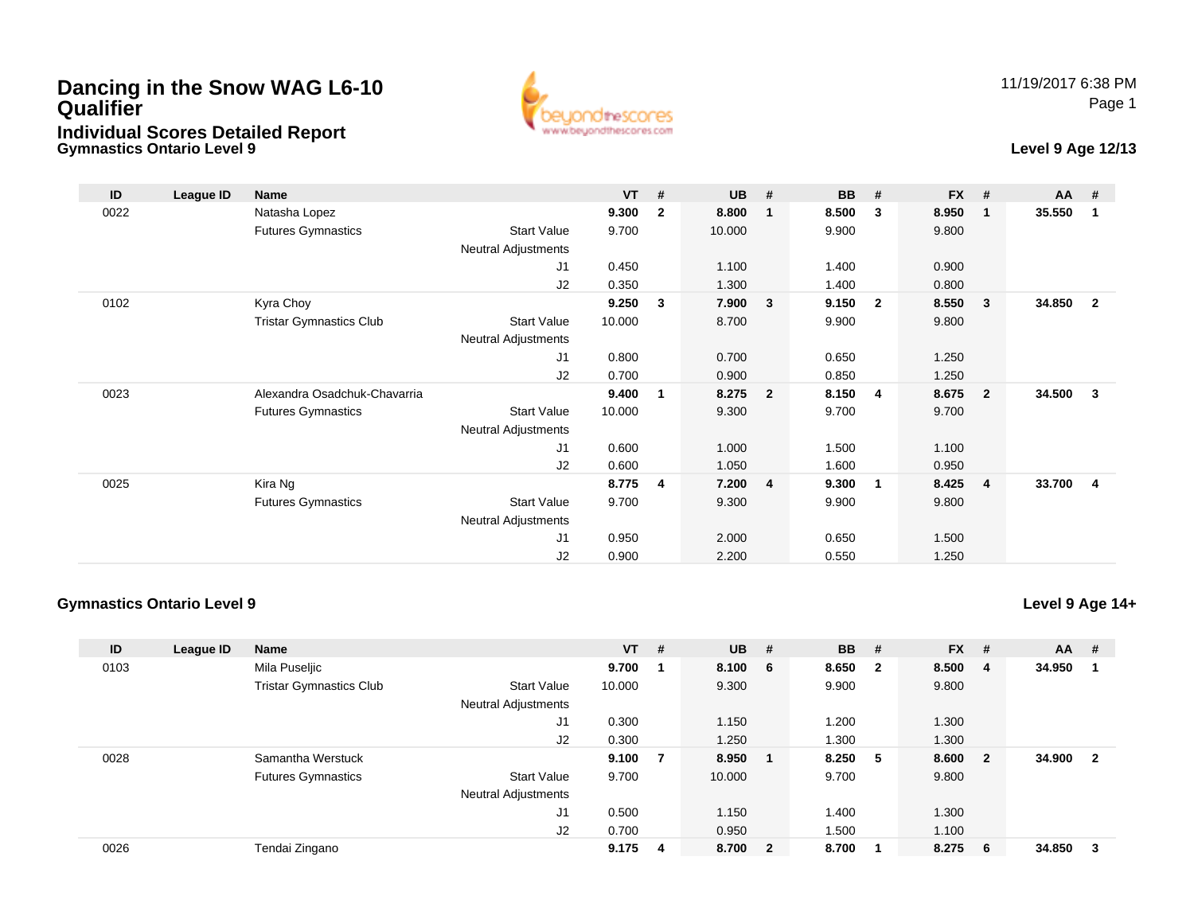# Dancing in the Snow WAG L6-10 Qualifier

## Individual Scores Detailed Report

### Gymnastics Ontario Level 9

11/19/2017 6:38 PM

**Level 9 Age 12/13**

| ID | League ID | Name | | VT | # | UB | # | BB | # | FX | # | AA | # |
|---|---|---|---|---|---|---|---|---|---|---|---|---|---|
| 0022 | | Natasha Lopez | | **9.300** | **2** | **8.800** | **1** | **8.500** | **3** | **8.950** | **1** | **35.550** | **1** |
| | | Futures Gymnastics | Start Value | 9.700 | | 10.000 | | 9.900 | | 9.800 | | | |
| | | | Neutral Adjustments | | | | | | | | | | |
| | | | J1 | 0.450 | | 1.100 | | 1.400 | | 0.900 | | | |
| | | | J2 | 0.350 | | 1.300 | | 1.400 | | 0.800 | | | |
| 0102 | | Kyra Choy | | **9.250** | **3** | **7.900** | **3** | **9.150** | **2** | **8.550** | **3** | **34.850** | **2** |
| | | Tristar Gymnastics Club | Start Value | 10.000 | | 8.700 | | 9.900 | | 9.800 | | | |
| | | | Neutral Adjustments | | | | | | | | | | |
| | | | J1 | 0.800 | | 0.700 | | 0.650 | | 1.250 | | | |
| | | | J2 | 0.700 | | 0.900 | | 0.850 | | 1.250 | | | |
| 0023 | | Alexandra Osadchuk-Chavarria | | **9.400** | **1** | **8.275** | **2** | **8.150** | **4** | **8.675** | **2** | **34.500** | **3** |
| | | Futures Gymnastics | Start Value | 10.000 | | 9.300 | | 9.700 | | 9.700 | | | |
| | | | Neutral Adjustments | | | | | | | | | | |
| | | | J1 | 0.600 | | 1.000 | | 1.500 | | 1.100 | | | |
| | | | J2 | 0.600 | | 1.050 | | 1.600 | | 0.950 | | | |
| 0025 | | Kira Ng | | **8.775** | **4** | **7.200** | **4** | **9.300** | **1** | **8.425** | **4** | **33.700** | **4** |
| | | Futures Gymnastics | Start Value | 9.700 | | 9.300 | | 9.900 | | 9.800 | | | |
| | | | Neutral Adjustments | | | | | | | | | | |
| | | | J1 | 0.950 | | 2.000 | | 0.650 | | 1.500 | | | |
| | | | J2 | 0.900 | | 2.200 | | 0.550 | | 1.250 | | | |

### Gymnastics Ontario Level 9

**Level 9 Age 14+**

| ID | League ID | Name | | VT | # | UB | # | BB | # | FX | # | AA | # |
|---|---|---|---|---|---|---|---|---|---|---|---|---|---|
| 0103 | | Mila Puseljic | | **9.700** | **1** | **8.100** | **6** | **8.650** | **2** | **8.500** | **4** | **34.950** | **1** |
| | | Tristar Gymnastics Club | Start Value | 10.000 | | 9.300 | | 9.900 | | 9.800 | | | |
| | | | Neutral Adjustments | | | | | | | | | | |
| | | | J1 | 0.300 | | 1.150 | | 1.200 | | 1.300 | | | |
| | | | J2 | 0.300 | | 1.250 | | 1.300 | | 1.300 | | | |
| 0028 | | Samantha Werstuck | | **9.100** | **7** | **8.950** | **1** | **8.250** | **5** | **8.600** | **2** | **34.900** | **2** |
| | | Futures Gymnastics | Start Value | 9.700 | | 10.000 | | 9.700 | | 9.800 | | | |
| | | | Neutral Adjustments | | | | | | | | | | |
| | | | J1 | 0.500 | | 1.150 | | 1.400 | | 1.300 | | | |
| | | | J2 | 0.700 | | 0.950 | | 1.500 | | 1.100 | | | |
| 0026 | | Tendai Zingano | | **9.175** | **4** | **8.700** | **2** | **8.700** | **1** | **8.275** | **6** | **34.850** | **3** |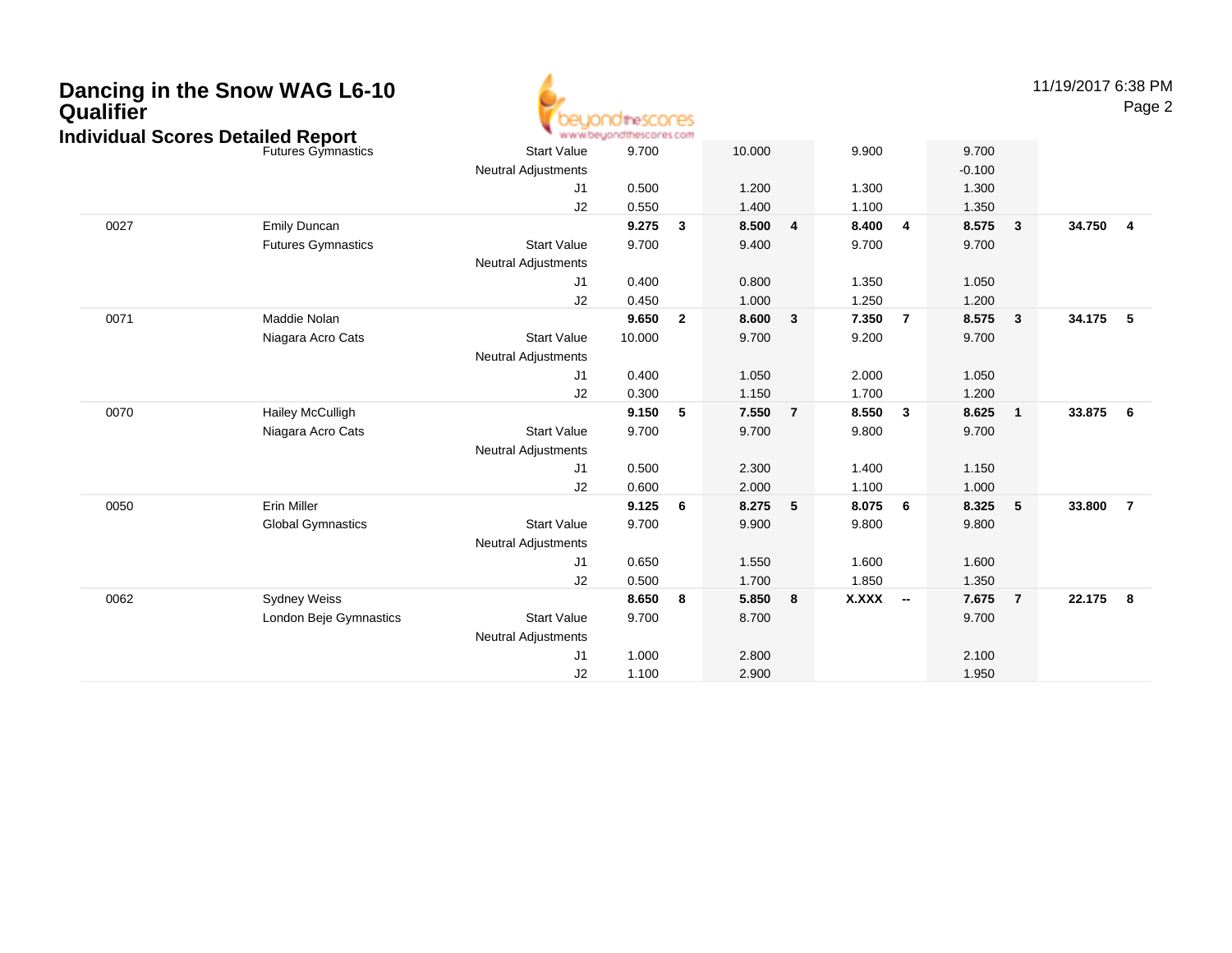# Dancing in the Snow WAG L6-10 Qualifier

## Individual Scores Detailed Report

| | | | | | | | | | | | | |
|---|---|---|---|---|---|---|---|---|---|---|---|---|
| | Futures Gymnastics | Start Value | 9.700 | | 10.000 | | 9.900 | | 9.700 | | | |
| | | Neutral Adjustments | | | | | | | -0.100 | | | |
| | | J1 | 0.500 | | 1.200 | | 1.300 | | 1.300 | | | |
| | | J2 | 0.550 | | 1.400 | | 1.100 | | 1.350 | | | |
| 0027 | Emily Duncan | | **9.275** | **3** | **8.500** | **4** | **8.400** | **4** | **8.575** | **3** | **34.750** | **4** |
| | Futures Gymnastics | Start Value | 9.700 | | 9.400 | | 9.700 | | 9.700 | | | |
| | | Neutral Adjustments | | | | | | | | | | |
| | | J1 | 0.400 | | 0.800 | | 1.350 | | 1.050 | | | |
| | | J2 | 0.450 | | 1.000 | | 1.250 | | 1.200 | | | |
| 0071 | Maddie Nolan | | **9.650** | **2** | **8.600** | **3** | **7.350** | **7** | **8.575** | **3** | **34.175** | **5** |
| | Niagara Acro Cats | Start Value | 10.000 | | 9.700 | | 9.200 | | 9.700 | | | |
| | | Neutral Adjustments | | | | | | | | | | |
| | | J1 | 0.400 | | 1.050 | | 2.000 | | 1.050 | | | |
| | | J2 | 0.300 | | 1.150 | | 1.700 | | 1.200 | | | |
| 0070 | Hailey McCulligh | | **9.150** | **5** | **7.550** | **7** | **8.550** | **3** | **8.625** | **1** | **33.875** | **6** |
| | Niagara Acro Cats | Start Value | 9.700 | | 9.700 | | 9.800 | | 9.700 | | | |
| | | Neutral Adjustments | | | | | | | | | | |
| | | J1 | 0.500 | | 2.300 | | 1.400 | | 1.150 | | | |
| | | J2 | 0.600 | | 2.000 | | 1.100 | | 1.000 | | | |
| 0050 | Erin Miller | | **9.125** | **6** | **8.275** | **5** | **8.075** | **6** | **8.325** | **5** | **33.800** | **7** |
| | Global Gymnastics | Start Value | 9.700 | | 9.900 | | 9.800 | | 9.800 | | | |
| | | Neutral Adjustments | | | | | | | | | | |
| | | J1 | 0.650 | | 1.550 | | 1.600 | | 1.600 | | | |
| | | J2 | 0.500 | | 1.700 | | 1.850 | | 1.350 | | | |
| 0062 | Sydney Weiss | | **8.650** | **8** | **5.850** | **8** | **X.XXX** | **--** | **7.675** | **7** | **22.175** | **8** |
| | London Beje Gymnastics | Start Value | 9.700 | | 8.700 | | | | 9.700 | | | |
| | | Neutral Adjustments | | | | | | | | | | |
| | | J1 | 1.000 | | 2.800 | | | | 2.100 | | | |
| | | J2 | 1.100 | | 2.900 | | | | 1.950 | | | |